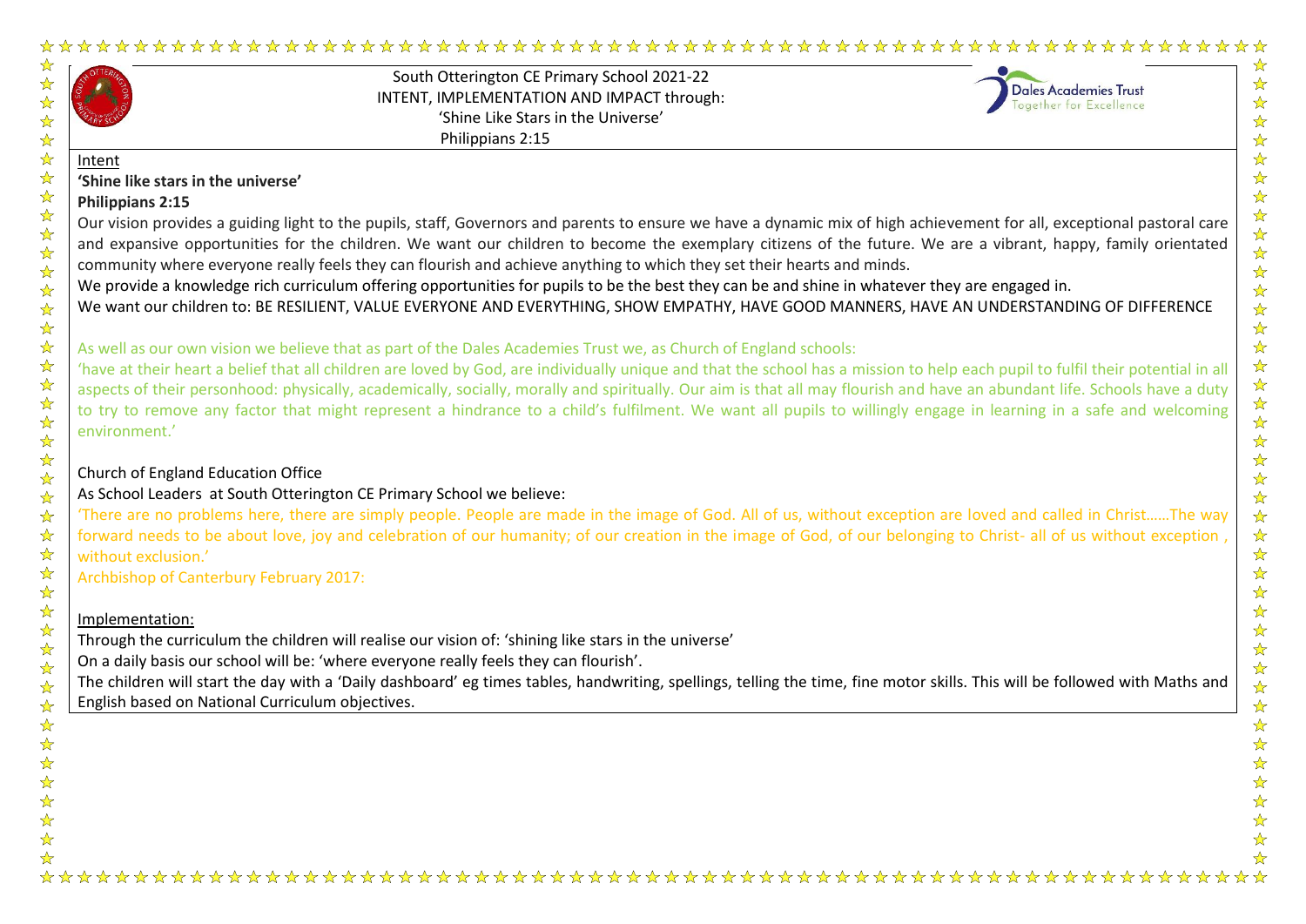South Otterington CE Primary School 2021-22
INTENT, IMPLEMENTATION AND IMPACT through:
'Shine Like Stars in the Universe'
Philippians 2:15

Dales Academies Trust
Together for Excellence

## Intent

**'Shine like stars in the universe'**

**Philippians 2:15**

Our vision provides a guiding light to the pupils, staff, Governors and parents to ensure we have a dynamic mix of high achievement for all, exceptional pastoral care and expansive opportunities for the children. We want our children to become the exemplary citizens of the future. We are a vibrant, happy, family orientated community where everyone really feels they can flourish and achieve anything to which they set their hearts and minds.

We provide a knowledge rich curriculum offering opportunities for pupils to be the best they can be and shine in whatever they are engaged in.

We want our children to: BE RESILIENT, VALUE EVERYONE AND EVERYTHING, SHOW EMPATHY, HAVE GOOD MANNERS, HAVE AN UNDERSTANDING OF DIFFERENCE

As well as our own vision we believe that as part of the Dales Academies Trust we, as Church of England schools:

'have at their heart a belief that all children are loved by God, are individually unique and that the school has a mission to help each pupil to fulfil their potential in all aspects of their personhood: physically, academically, socially, morally and spiritually. Our aim is that all may flourish and have an abundant life. Schools have a duty to try to remove any factor that might represent a hindrance to a child's fulfilment. We want all pupils to willingly engage in learning in a safe and welcoming environment.'

Church of England Education Office

As School Leaders at South Otterington CE Primary School we believe:

'There are no problems here, there are simply people. People are made in the image of God. All of us, without exception are loved and called in Christ……The way forward needs to be about love, joy and celebration of our humanity; of our creation in the image of God, of our belonging to Christ- all of us without exception , without exclusion.'

Archbishop of Canterbury February 2017:

## Implementation:

Through the curriculum the children will realise our vision of: 'shining like stars in the universe'

On a daily basis our school will be: 'where everyone really feels they can flourish'.

The children will start the day with a 'Daily dashboard' eg times tables, handwriting, spellings, telling the time, fine motor skills. This will be followed with Maths and English based on National Curriculum objectives.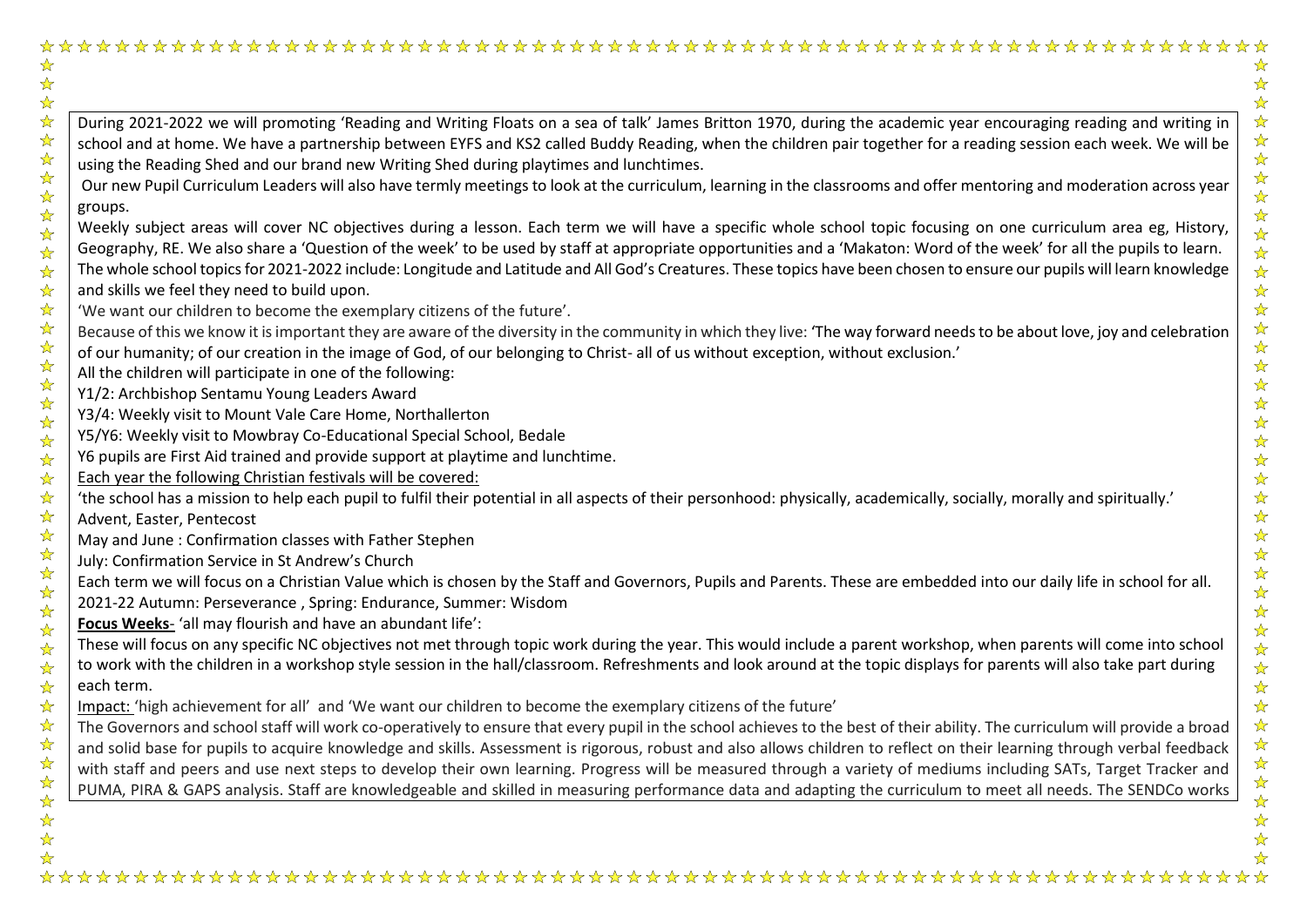During 2021-2022 we will promoting 'Reading and Writing Floats on a sea of talk' James Britton 1970, during the academic year encouraging reading and writing in school and at home. We have a partnership between EYFS and KS2 called Buddy Reading, when the children pair together for a reading session each week. We will be using the Reading Shed and our brand new Writing Shed during playtimes and lunchtimes.

Our new Pupil Curriculum Leaders will also have termly meetings to look at the curriculum, learning in the classrooms and offer mentoring and moderation across year groups.

Weekly subject areas will cover NC objectives during a lesson. Each term we will have a specific whole school topic focusing on one curriculum area eg, History, Geography, RE. We also share a 'Question of the week' to be used by staff at appropriate opportunities and a 'Makaton: Word of the week' for all the pupils to learn.

The whole school topics for 2021-2022 include: Longitude and Latitude and All God's Creatures. These topics have been chosen to ensure our pupils will learn knowledge and skills we feel they need to build upon.

'We want our children to become the exemplary citizens of the future'.

Because of this we know it is important they are aware of the diversity in the community in which they live: 'The way forward needs to be about love, joy and celebration of our humanity; of our creation in the image of God, of our belonging to Christ- all of us without exception, without exclusion.'

All the children will participate in one of the following:

Y1/2: Archbishop Sentamu Young Leaders Award

Y3/4: Weekly visit to Mount Vale Care Home, Northallerton

Y5/Y6: Weekly visit to Mowbray Co-Educational Special School, Bedale

Y6 pupils are First Aid trained and provide support at playtime and lunchtime.

<u>Each year the following Christian festivals will be covered:</u>

'the school has a mission to help each pupil to fulfil their potential in all aspects of their personhood: physically, academically, socially, morally and spiritually.'

Advent, Easter, Pentecost

May and June : Confirmation classes with Father Stephen

July: Confirmation Service in St Andrew's Church

Each term we will focus on a Christian Value which is chosen by the Staff and Governors, Pupils and Parents. These are embedded into our daily life in school for all.

2021-22 Autumn: Perseverance , Spring: Endurance, Summer: Wisdom

**<u>Focus Weeks</u>**- 'all may flourish and have an abundant life':

These will focus on any specific NC objectives not met through topic work during the year. This would include a parent workshop, when parents will come into school to work with the children in a workshop style session in the hall/classroom. Refreshments and look around at the topic displays for parents will also take part during each term.

<u>Impact:</u> 'high achievement for all' and 'We want our children to become the exemplary citizens of the future'

The Governors and school staff will work co-operatively to ensure that every pupil in the school achieves to the best of their ability. The curriculum will provide a broad and solid base for pupils to acquire knowledge and skills. Assessment is rigorous, robust and also allows children to reflect on their learning through verbal feedback with staff and peers and use next steps to develop their own learning. Progress will be measured through a variety of mediums including SATs, Target Tracker and PUMA, PIRA & GAPS analysis. Staff are knowledgeable and skilled in measuring performance data and adapting the curriculum to meet all needs. The SENDCo works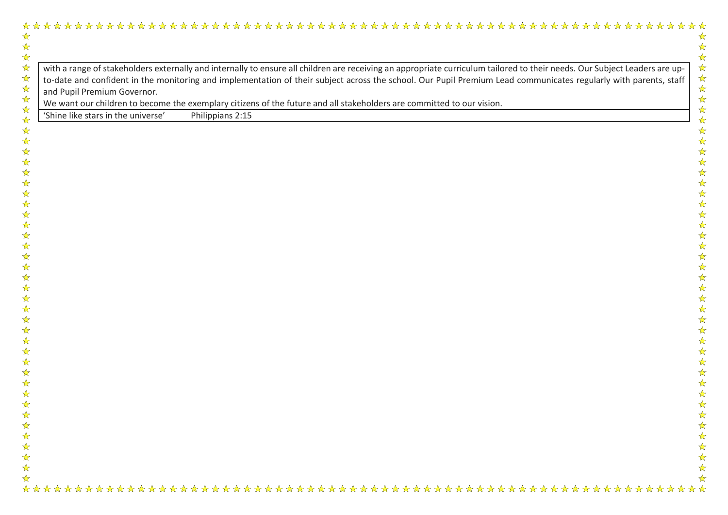with a range of stakeholders externally and internally to ensure all children are receiving an appropriate curriculum tailored to their needs. Our Subject Leaders are up-to-date and confident in the monitoring and implementation of their subject across the school. Our Pupil Premium Lead communicates regularly with parents, staff and Pupil Premium Governor.

We want our children to become the exemplary citizens of the future and all stakeholders are committed to our vision.

'Shine like stars in the universe' Philippians 2:15